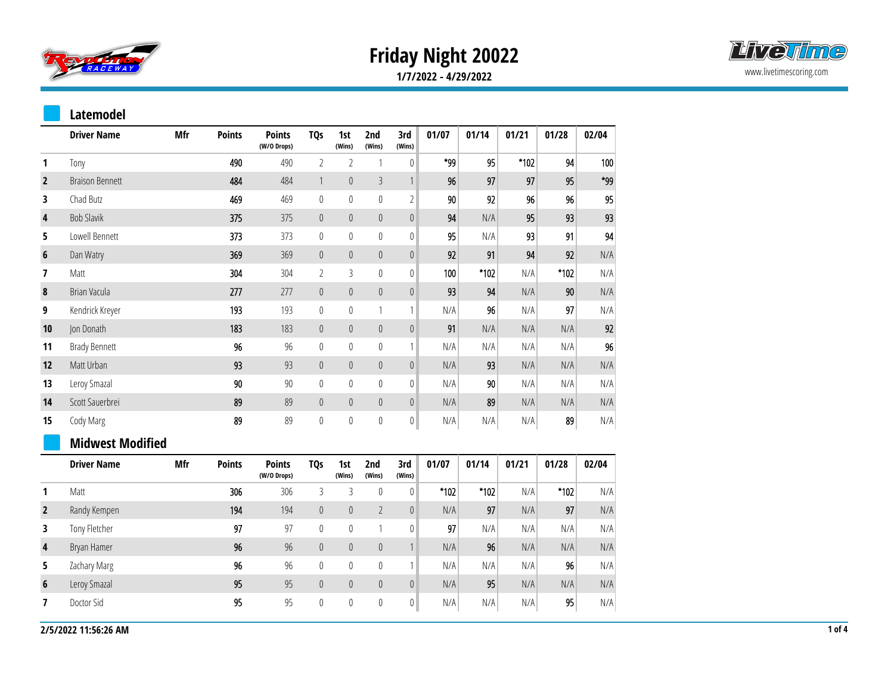# Friday Night 20022

**1/7/2022 - 4/29/2022**

www.livetimescoring.com

## Latemodel

| | Driver Name | Mfr | Points | Points (W/O Drops) | TQs | 1st (Wins) | 2nd (Wins) | 3rd (Wins) | 01/07 | 01/14 | 01/21 | 01/28 | 02/04 |
|---|---|---|---|---|---|---|---|---|---|---|---|---|---|
| 1 | Tony | | 490 | 490 | 2 | 2 | 1 | 0 | *99 | 95 | *102 | 94 | 100 |
| 2 | Braison Bennett | | 484 | 484 | 1 | 0 | 3 | 1 | 96 | 97 | 97 | 95 | *99 |
| 3 | Chad Butz | | 469 | 469 | 0 | 0 | 0 | 2 | 90 | 92 | 96 | 96 | 95 |
| 4 | Bob Slavik | | 375 | 375 | 0 | 0 | 0 | 0 | 94 | N/A | 95 | 93 | 93 |
| 5 | Lowell Bennett | | 373 | 373 | 0 | 0 | 0 | 0 | 95 | N/A | 93 | 91 | 94 |
| 6 | Dan Watry | | 369 | 369 | 0 | 0 | 0 | 0 | 92 | 91 | 94 | 92 | N/A |
| 7 | Matt | | 304 | 304 | 2 | 3 | 0 | 0 | 100 | *102 | N/A | *102 | N/A |
| 8 | Brian Vacula | | 277 | 277 | 0 | 0 | 0 | 0 | 93 | 94 | N/A | 90 | N/A |
| 9 | Kendrick Kreyer | | 193 | 193 | 0 | 0 | 1 | 1 | N/A | 96 | N/A | 97 | N/A |
| 10 | Jon Donath | | 183 | 183 | 0 | 0 | 0 | 0 | 91 | N/A | N/A | N/A | 92 |
| 11 | Brady Bennett | | 96 | 96 | 0 | 0 | 0 | 1 | N/A | N/A | N/A | N/A | 96 |
| 12 | Matt Urban | | 93 | 93 | 0 | 0 | 0 | 0 | N/A | 93 | N/A | N/A | N/A |
| 13 | Leroy Smazal | | 90 | 90 | 0 | 0 | 0 | 0 | N/A | 90 | N/A | N/A | N/A |
| 14 | Scott Sauerbrei | | 89 | 89 | 0 | 0 | 0 | 0 | N/A | 89 | N/A | N/A | N/A |
| 15 | Cody Marg | | 89 | 89 | 0 | 0 | 0 | 0 | N/A | N/A | N/A | 89 | N/A |

## Midwest Modified

| | Driver Name | Mfr | Points | Points (W/O Drops) | TQs | 1st (Wins) | 2nd (Wins) | 3rd (Wins) | 01/07 | 01/14 | 01/21 | 01/28 | 02/04 |
|---|---|---|---|---|---|---|---|---|---|---|---|---|---|
| 1 | Matt | | 306 | 306 | 3 | 3 | 0 | 0 | *102 | *102 | N/A | *102 | N/A |
| 2 | Randy Kempen | | 194 | 194 | 0 | 0 | 2 | 0 | N/A | 97 | N/A | 97 | N/A |
| 3 | Tony Fletcher | | 97 | 97 | 0 | 0 | 1 | 0 | 97 | N/A | N/A | N/A | N/A |
| 4 | Bryan Hamer | | 96 | 96 | 0 | 0 | 0 | 1 | N/A | 96 | N/A | N/A | N/A |
| 5 | Zachary Marg | | 96 | 96 | 0 | 0 | 0 | 1 | N/A | N/A | N/A | 96 | N/A |
| 6 | Leroy Smazal | | 95 | 95 | 0 | 0 | 0 | 0 | N/A | 95 | N/A | N/A | N/A |
| 7 | Doctor Sid | | 95 | 95 | 0 | 0 | 0 | 0 | N/A | N/A | N/A | 95 | N/A |

2/5/2022 11:56:26 AM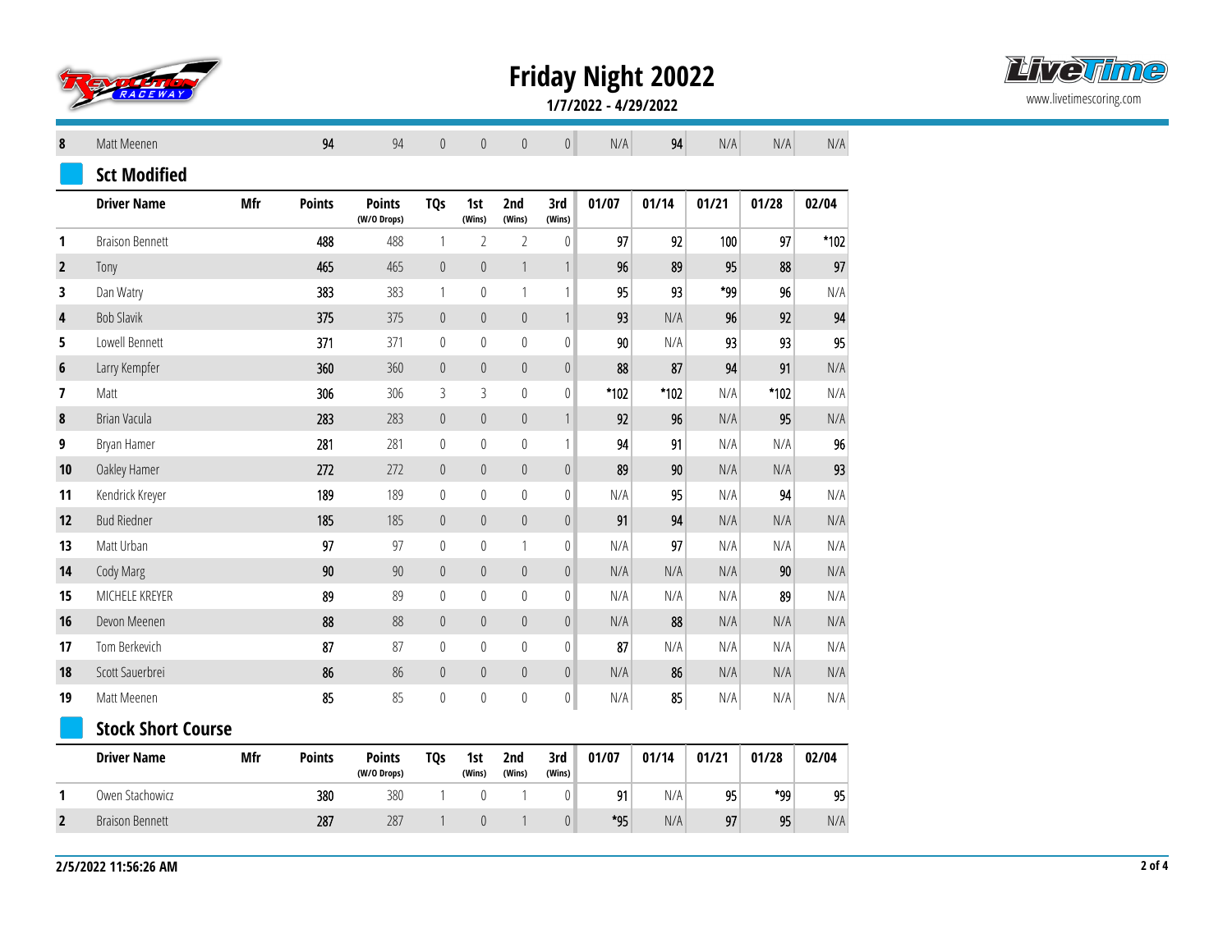| | | | | | | | | | | | | | | |
|---|---|---|---|---|---|---|---|---|---|---|---|---|---|---|
| 8 | Matt Meenen | | 94 | 94 | 0 | 0 | 0 | 0 | N/A | 94 | N/A | N/A | N/A |

## Sct Modified

| | Driver Name | Mfr | Points | Points (W/O Drops) | TQs | 1st (Wins) | 2nd (Wins) | 3rd (Wins) | 01/07 | 01/14 | 01/21 | 01/28 | 02/04 |
|---|---|---|---|---|---|---|---|---|---|---|---|---|---|
| 1 | Braison Bennett | | 488 | 488 | 1 | 2 | 2 | 0 | 97 | 92 | 100 | 97 | *102 |
| 2 | Tony | | 465 | 465 | 0 | 0 | 1 | 1 | 96 | 89 | 95 | 88 | 97 |
| 3 | Dan Watry | | 383 | 383 | 1 | 0 | 1 | 1 | 95 | 93 | *99 | 96 | N/A |
| 4 | Bob Slavik | | 375 | 375 | 0 | 0 | 0 | 1 | 93 | N/A | 96 | 92 | 94 |
| 5 | Lowell Bennett | | 371 | 371 | 0 | 0 | 0 | 0 | 90 | N/A | 93 | 93 | 95 |
| 6 | Larry Kempfer | | 360 | 360 | 0 | 0 | 0 | 0 | 88 | 87 | 94 | 91 | N/A |
| 7 | Matt | | 306 | 306 | 3 | 3 | 0 | 0 | *102 | *102 | N/A | *102 | N/A |
| 8 | Brian Vacula | | 283 | 283 | 0 | 0 | 0 | 1 | 92 | 96 | N/A | 95 | N/A |
| 9 | Bryan Hamer | | 281 | 281 | 0 | 0 | 0 | 1 | 94 | 91 | N/A | N/A | 96 |
| 10 | Oakley Hamer | | 272 | 272 | 0 | 0 | 0 | 0 | 89 | 90 | N/A | N/A | 93 |
| 11 | Kendrick Kreyer | | 189 | 189 | 0 | 0 | 0 | 0 | N/A | 95 | N/A | 94 | N/A |
| 12 | Bud Riedner | | 185 | 185 | 0 | 0 | 0 | 0 | 91 | 94 | N/A | N/A | N/A |
| 13 | Matt Urban | | 97 | 97 | 0 | 0 | 1 | 0 | N/A | 97 | N/A | N/A | N/A |
| 14 | Cody Marg | | 90 | 90 | 0 | 0 | 0 | 0 | N/A | N/A | N/A | 90 | N/A |
| 15 | MICHELE KREYER | | 89 | 89 | 0 | 0 | 0 | 0 | N/A | N/A | N/A | 89 | N/A |
| 16 | Devon Meenen | | 88 | 88 | 0 | 0 | 0 | 0 | N/A | 88 | N/A | N/A | N/A |
| 17 | Tom Berkevich | | 87 | 87 | 0 | 0 | 0 | 0 | 87 | N/A | N/A | N/A | N/A |
| 18 | Scott Sauerbrei | | 86 | 86 | 0 | 0 | 0 | 0 | N/A | 86 | N/A | N/A | N/A |
| 19 | Matt Meenen | | 85 | 85 | 0 | 0 | 0 | 0 | N/A | 85 | N/A | N/A | N/A |

## Stock Short Course

| | Driver Name | Mfr | Points | Points (W/O Drops) | TQs | 1st (Wins) | 2nd (Wins) | 3rd (Wins) | 01/07 | 01/14 | 01/21 | 01/28 | 02/04 |
|---|---|---|---|---|---|---|---|---|---|---|---|---|---|
| 1 | Owen Stachowicz | | 380 | 380 | 1 | 0 | 1 | 0 | 91 | N/A | 95 | *99 | 95 |
| 2 | Braison Bennett | | 287 | 287 | 1 | 0 | 1 | 0 | *95 | N/A | 97 | 95 | N/A |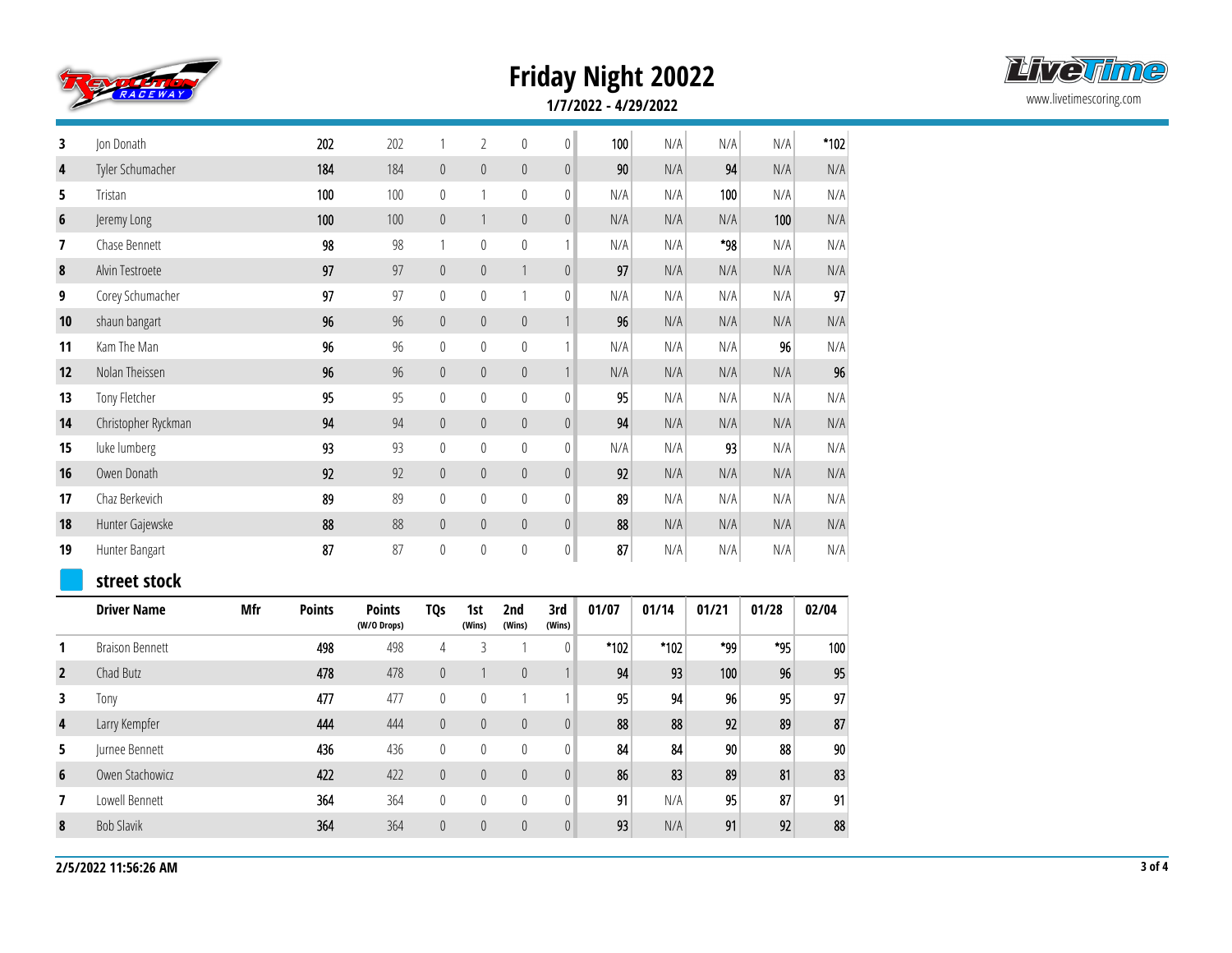# Friday Night 20022

**1/7/2022 - 4/29/2022**

| | Driver Name | Mfr | Points | Points (W/O Drops) | TQs | 1st (Wins) | 2nd (Wins) | 3rd (Wins) | 01/07 | 01/14 | 01/21 | 01/28 | 02/04 |
|---|---|---|---|---|---|---|---|---|---|---|---|---|---|
| 3 | Jon Donath | | 202 | 202 | 1 | 2 | 0 | 0 | 100 | N/A | N/A | N/A | *102 |
| 4 | Tyler Schumacher | | 184 | 184 | 0 | 0 | 0 | 0 | 90 | N/A | 94 | N/A | N/A |
| 5 | Tristan | | 100 | 100 | 0 | 1 | 0 | 0 | N/A | N/A | 100 | N/A | N/A |
| 6 | Jeremy Long | | 100 | 100 | 0 | 1 | 0 | 0 | N/A | N/A | N/A | 100 | N/A |
| 7 | Chase Bennett | | 98 | 98 | 1 | 0 | 0 | 1 | N/A | N/A | *98 | N/A | N/A |
| 8 | Alvin Testroete | | 97 | 97 | 0 | 0 | 1 | 0 | 97 | N/A | N/A | N/A | N/A |
| 9 | Corey Schumacher | | 97 | 97 | 0 | 0 | 1 | 0 | N/A | N/A | N/A | N/A | 97 |
| 10 | shaun bangart | | 96 | 96 | 0 | 0 | 0 | 1 | 96 | N/A | N/A | N/A | N/A |
| 11 | Kam The Man | | 96 | 96 | 0 | 0 | 0 | 1 | N/A | N/A | N/A | 96 | N/A |
| 12 | Nolan Theissen | | 96 | 96 | 0 | 0 | 0 | 1 | N/A | N/A | N/A | N/A | 96 |
| 13 | Tony Fletcher | | 95 | 95 | 0 | 0 | 0 | 0 | 95 | N/A | N/A | N/A | N/A |
| 14 | Christopher Ryckman | | 94 | 94 | 0 | 0 | 0 | 0 | 94 | N/A | N/A | N/A | N/A |
| 15 | luke lumberg | | 93 | 93 | 0 | 0 | 0 | 0 | N/A | N/A | 93 | N/A | N/A |
| 16 | Owen Donath | | 92 | 92 | 0 | 0 | 0 | 0 | 92 | N/A | N/A | N/A | N/A |
| 17 | Chaz Berkevich | | 89 | 89 | 0 | 0 | 0 | 0 | 89 | N/A | N/A | N/A | N/A |
| 18 | Hunter Gajewske | | 88 | 88 | 0 | 0 | 0 | 0 | 88 | N/A | N/A | N/A | N/A |
| 19 | Hunter Bangart | | 87 | 87 | 0 | 0 | 0 | 0 | 87 | N/A | N/A | N/A | N/A |

## street stock

| | Driver Name | Mfr | Points | Points (W/O Drops) | TQs | 1st (Wins) | 2nd (Wins) | 3rd (Wins) | 01/07 | 01/14 | 01/21 | 01/28 | 02/04 |
|---|---|---|---|---|---|---|---|---|---|---|---|---|---|
| 1 | Braison Bennett | | 498 | 498 | 4 | 3 | 1 | 0 | *102 | *102 | *99 | *95 | 100 |
| 2 | Chad Butz | | 478 | 478 | 0 | 1 | 0 | 1 | 94 | 93 | 100 | 96 | 95 |
| 3 | Tony | | 477 | 477 | 0 | 0 | 1 | 1 | 95 | 94 | 96 | 95 | 97 |
| 4 | Larry Kempfer | | 444 | 444 | 0 | 0 | 0 | 0 | 88 | 88 | 92 | 89 | 87 |
| 5 | Jurnee Bennett | | 436 | 436 | 0 | 0 | 0 | 0 | 84 | 84 | 90 | 88 | 90 |
| 6 | Owen Stachowicz | | 422 | 422 | 0 | 0 | 0 | 0 | 86 | 83 | 89 | 81 | 83 |
| 7 | Lowell Bennett | | 364 | 364 | 0 | 0 | 0 | 0 | 91 | N/A | 95 | 87 | 91 |
| 8 | Bob Slavik | | 364 | 364 | 0 | 0 | 0 | 0 | 93 | N/A | 91 | 92 | 88 |

**2/5/2022 11:56:26 AM**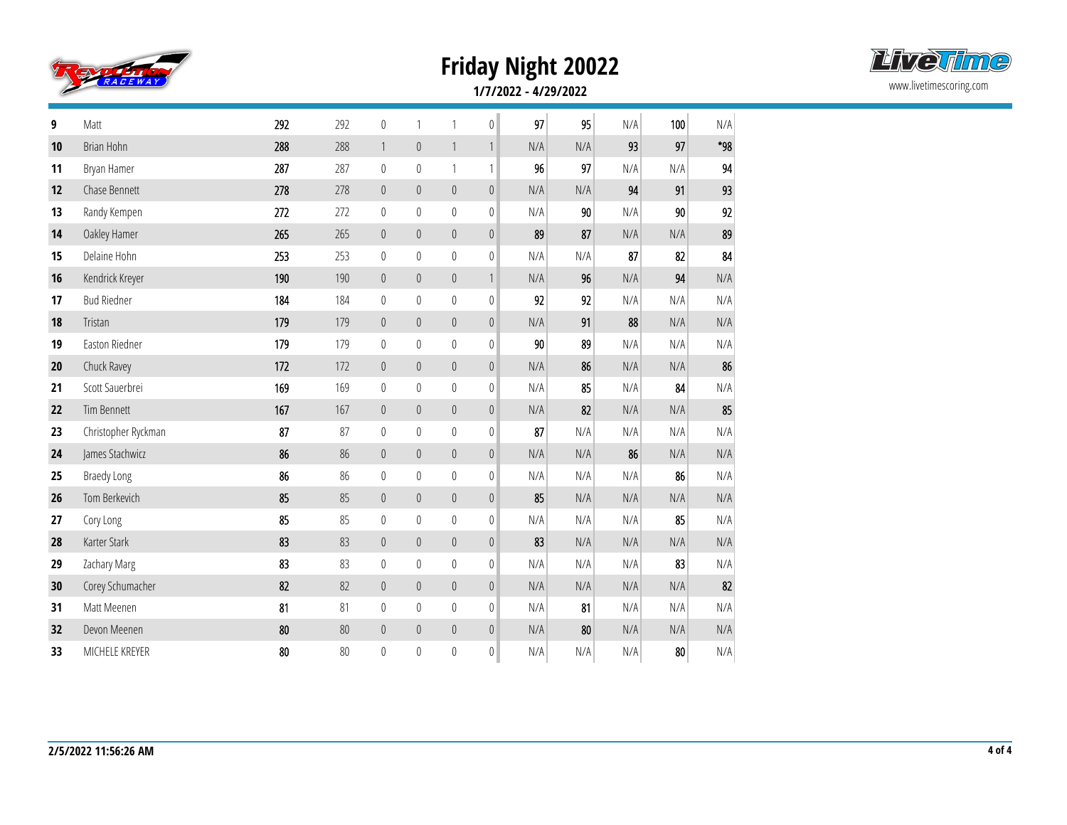# Friday Night 20022

**1/7/2022 - 4/29/2022**

| | | | | | | | | | | | | |
|---|---|---|---|---|---|---|---|---|---|---|---|---|
| **9** | Matt | **292** | 292 | 0 | 1 | 1 | 0 | **97** | **95** | N/A | **100** | N/A |
| **10** | Brian Hohn | **288** | 288 | 1 | 0 | 1 | 1 | N/A | N/A | **93** | **97** | ***98** |
| **11** | Bryan Hamer | **287** | 287 | 0 | 0 | 1 | 1 | **96** | **97** | N/A | N/A | **94** |
| **12** | Chase Bennett | **278** | 278 | 0 | 0 | 0 | 0 | N/A | N/A | **94** | **91** | **93** |
| **13** | Randy Kempen | **272** | 272 | 0 | 0 | 0 | 0 | N/A | **90** | N/A | **90** | **92** |
| **14** | Oakley Hamer | **265** | 265 | 0 | 0 | 0 | 0 | **89** | **87** | N/A | N/A | **89** |
| **15** | Delaine Hohn | **253** | 253 | 0 | 0 | 0 | 0 | N/A | N/A | **87** | **82** | **84** |
| **16** | Kendrick Kreyer | **190** | 190 | 0 | 0 | 0 | 1 | N/A | **96** | N/A | **94** | N/A |
| **17** | Bud Riedner | **184** | 184 | 0 | 0 | 0 | 0 | **92** | **92** | N/A | N/A | N/A |
| **18** | Tristan | **179** | 179 | 0 | 0 | 0 | 0 | N/A | **91** | **88** | N/A | N/A |
| **19** | Easton Riedner | **179** | 179 | 0 | 0 | 0 | 0 | **90** | **89** | N/A | N/A | N/A |
| **20** | Chuck Ravey | **172** | 172 | 0 | 0 | 0 | 0 | N/A | **86** | N/A | N/A | **86** |
| **21** | Scott Sauerbrei | **169** | 169 | 0 | 0 | 0 | 0 | N/A | **85** | N/A | **84** | N/A |
| **22** | Tim Bennett | **167** | 167 | 0 | 0 | 0 | 0 | N/A | **82** | N/A | N/A | **85** |
| **23** | Christopher Ryckman | **87** | 87 | 0 | 0 | 0 | 0 | **87** | N/A | N/A | N/A | N/A |
| **24** | James Stachwicz | **86** | 86 | 0 | 0 | 0 | 0 | N/A | N/A | **86** | N/A | N/A |
| **25** | Braedy Long | **86** | 86 | 0 | 0 | 0 | 0 | N/A | N/A | N/A | **86** | N/A |
| **26** | Tom Berkevich | **85** | 85 | 0 | 0 | 0 | 0 | **85** | N/A | N/A | N/A | N/A |
| **27** | Cory Long | **85** | 85 | 0 | 0 | 0 | 0 | N/A | N/A | N/A | **85** | N/A |
| **28** | Karter Stark | **83** | 83 | 0 | 0 | 0 | 0 | **83** | N/A | N/A | N/A | N/A |
| **29** | Zachary Marg | **83** | 83 | 0 | 0 | 0 | 0 | N/A | N/A | N/A | **83** | N/A |
| **30** | Corey Schumacher | **82** | 82 | 0 | 0 | 0 | 0 | N/A | N/A | N/A | N/A | **82** |
| **31** | Matt Meenen | **81** | 81 | 0 | 0 | 0 | 0 | N/A | **81** | N/A | N/A | N/A |
| **32** | Devon Meenen | **80** | 80 | 0 | 0 | 0 | 0 | N/A | **80** | N/A | N/A | N/A |
| **33** | MICHELE KREYER | **80** | 80 | 0 | 0 | 0 | 0 | N/A | N/A | N/A | **80** | N/A |

**2/5/2022 11:56:26 AM**